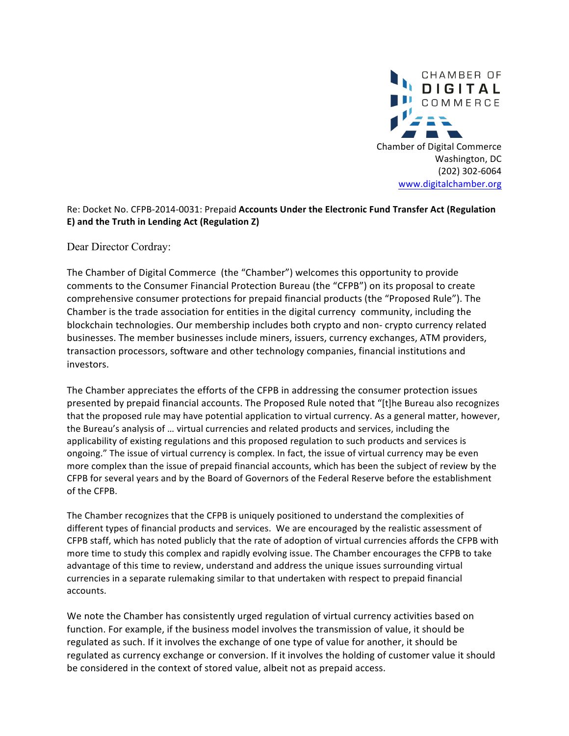CHAMBER OF
**DIGITAL**
COMMERCE

Chamber of Digital Commerce
Washington, DC
(202) 302-6064
www.digitalchamber.org

Re: Docket No. CFPB-2014-0031: Prepaid **Accounts Under the Electronic Fund Transfer Act (Regulation E) and the Truth in Lending Act (Regulation Z)**

Dear Director Cordray:

The Chamber of Digital Commerce (the "Chamber") welcomes this opportunity to provide comments to the Consumer Financial Protection Bureau (the "CFPB") on its proposal to create comprehensive consumer protections for prepaid financial products (the "Proposed Rule"). The Chamber is the trade association for entities in the digital currency community, including the blockchain technologies. Our membership includes both crypto and non- crypto currency related businesses. The member businesses include miners, issuers, currency exchanges, ATM providers, transaction processors, software and other technology companies, financial institutions and investors.

The Chamber appreciates the efforts of the CFPB in addressing the consumer protection issues presented by prepaid financial accounts. The Proposed Rule noted that "[t]he Bureau also recognizes that the proposed rule may have potential application to virtual currency. As a general matter, however, the Bureau's analysis of … virtual currencies and related products and services, including the applicability of existing regulations and this proposed regulation to such products and services is ongoing." The issue of virtual currency is complex. In fact, the issue of virtual currency may be even more complex than the issue of prepaid financial accounts, which has been the subject of review by the CFPB for several years and by the Board of Governors of the Federal Reserve before the establishment of the CFPB.

The Chamber recognizes that the CFPB is uniquely positioned to understand the complexities of different types of financial products and services. We are encouraged by the realistic assessment of CFPB staff, which has noted publicly that the rate of adoption of virtual currencies affords the CFPB with more time to study this complex and rapidly evolving issue. The Chamber encourages the CFPB to take advantage of this time to review, understand and address the unique issues surrounding virtual currencies in a separate rulemaking similar to that undertaken with respect to prepaid financial accounts.

We note the Chamber has consistently urged regulation of virtual currency activities based on function. For example, if the business model involves the transmission of value, it should be regulated as such. If it involves the exchange of one type of value for another, it should be regulated as currency exchange or conversion. If it involves the holding of customer value it should be considered in the context of stored value, albeit not as prepaid access.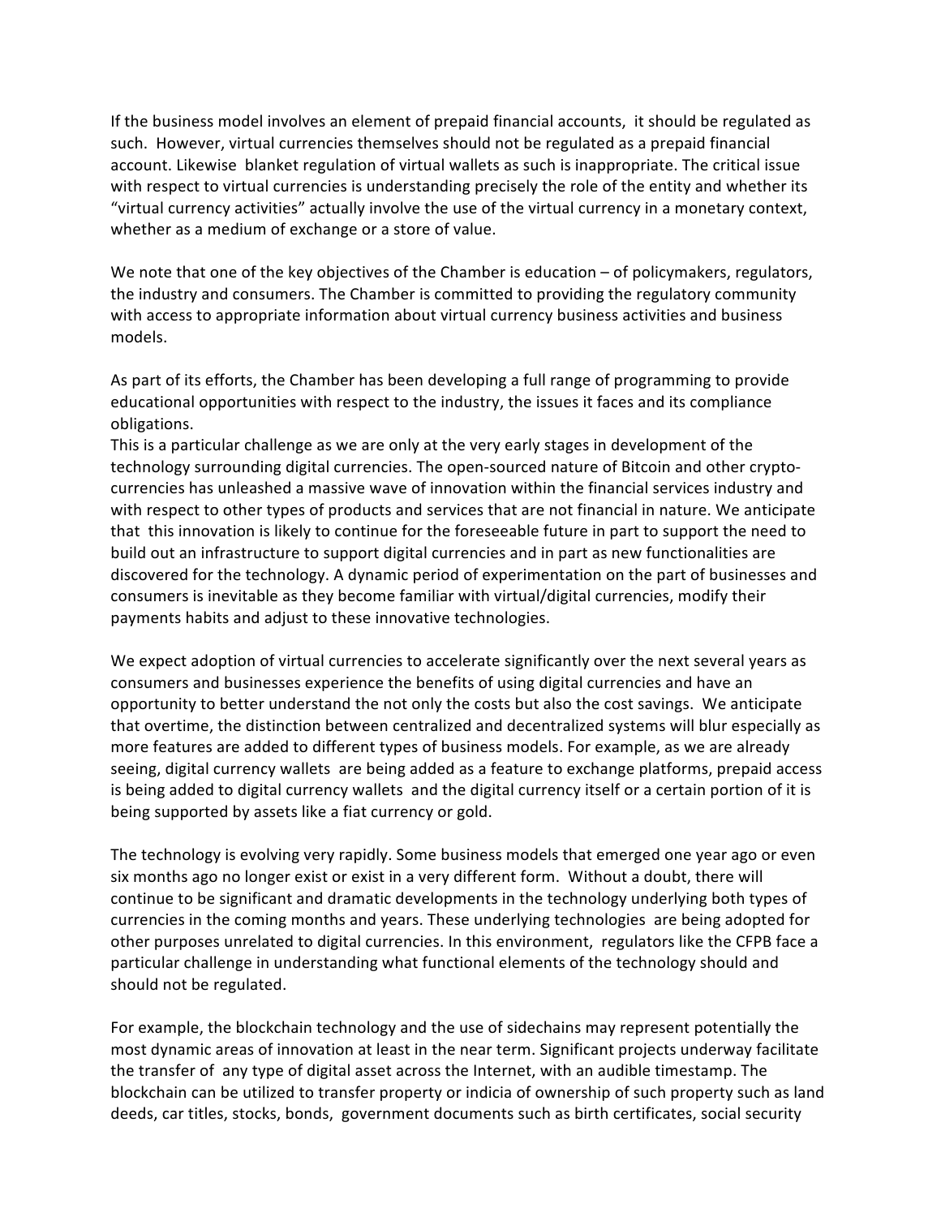If the business model involves an element of prepaid financial accounts, it should be regulated as such. However, virtual currencies themselves should not be regulated as a prepaid financial account. Likewise blanket regulation of virtual wallets as such is inappropriate. The critical issue with respect to virtual currencies is understanding precisely the role of the entity and whether its "virtual currency activities" actually involve the use of the virtual currency in a monetary context, whether as a medium of exchange or a store of value.

We note that one of the key objectives of the Chamber is education – of policymakers, regulators, the industry and consumers. The Chamber is committed to providing the regulatory community with access to appropriate information about virtual currency business activities and business models.

As part of its efforts, the Chamber has been developing a full range of programming to provide educational opportunities with respect to the industry, the issues it faces and its compliance obligations.
This is a particular challenge as we are only at the very early stages in development of the technology surrounding digital currencies. The open-sourced nature of Bitcoin and other crypto-currencies has unleashed a massive wave of innovation within the financial services industry and with respect to other types of products and services that are not financial in nature. We anticipate that this innovation is likely to continue for the foreseeable future in part to support the need to build out an infrastructure to support digital currencies and in part as new functionalities are discovered for the technology. A dynamic period of experimentation on the part of businesses and consumers is inevitable as they become familiar with virtual/digital currencies, modify their payments habits and adjust to these innovative technologies.

We expect adoption of virtual currencies to accelerate significantly over the next several years as consumers and businesses experience the benefits of using digital currencies and have an opportunity to better understand the not only the costs but also the cost savings. We anticipate that overtime, the distinction between centralized and decentralized systems will blur especially as more features are added to different types of business models. For example, as we are already seeing, digital currency wallets are being added as a feature to exchange platforms, prepaid access is being added to digital currency wallets and the digital currency itself or a certain portion of it is being supported by assets like a fiat currency or gold.

The technology is evolving very rapidly. Some business models that emerged one year ago or even six months ago no longer exist or exist in a very different form. Without a doubt, there will continue to be significant and dramatic developments in the technology underlying both types of currencies in the coming months and years. These underlying technologies are being adopted for other purposes unrelated to digital currencies. In this environment, regulators like the CFPB face a particular challenge in understanding what functional elements of the technology should and should not be regulated.

For example, the blockchain technology and the use of sidechains may represent potentially the most dynamic areas of innovation at least in the near term. Significant projects underway facilitate the transfer of any type of digital asset across the Internet, with an audible timestamp. The blockchain can be utilized to transfer property or indicia of ownership of such property such as land deeds, car titles, stocks, bonds, government documents such as birth certificates, social security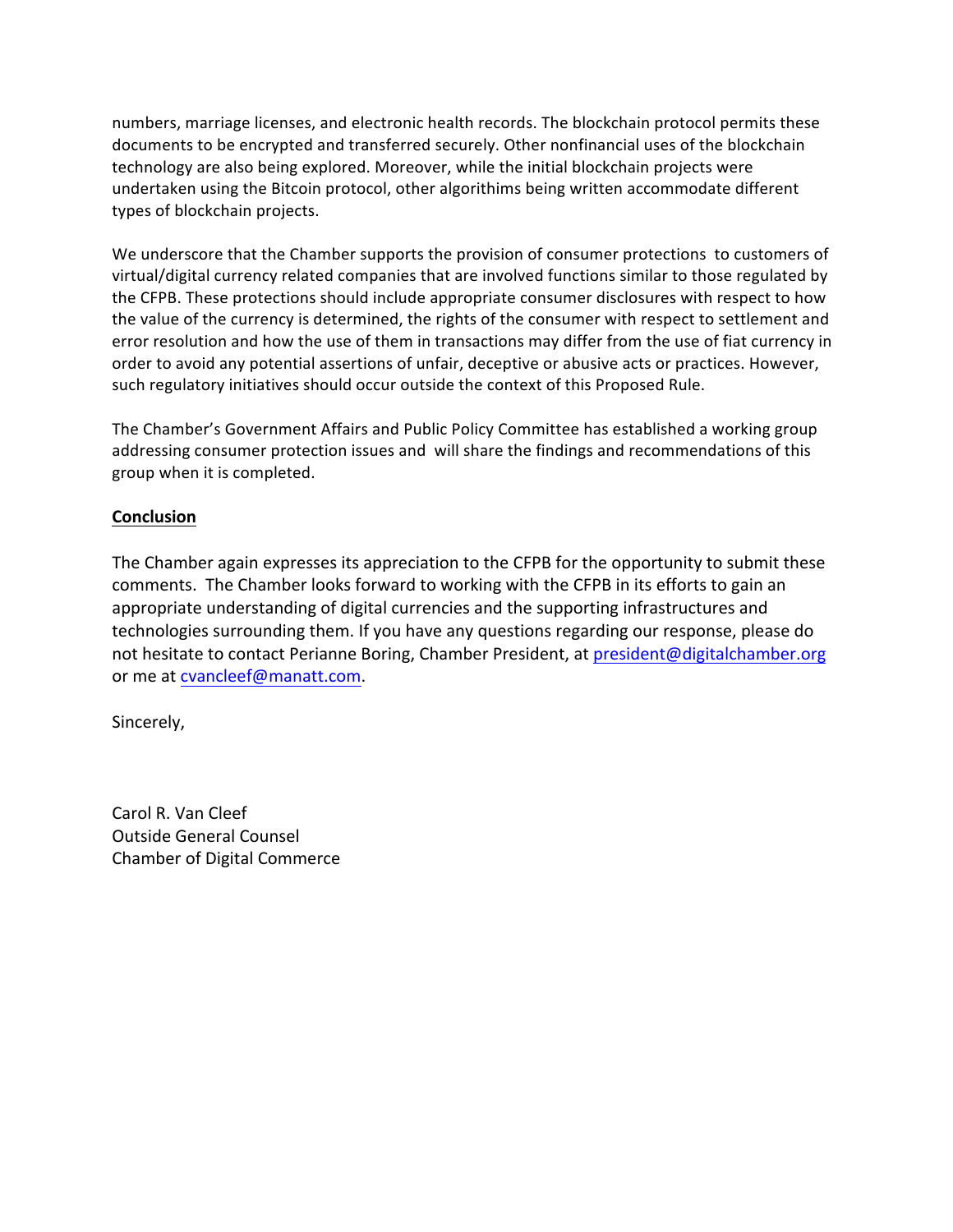numbers, marriage licenses, and electronic health records. The blockchain protocol permits these documents to be encrypted and transferred securely. Other nonfinancial uses of the blockchain technology are also being explored. Moreover, while the initial blockchain projects were undertaken using the Bitcoin protocol, other algorithims being written accommodate different types of blockchain projects.

We underscore that the Chamber supports the provision of consumer protections to customers of virtual/digital currency related companies that are involved functions similar to those regulated by the CFPB. These protections should include appropriate consumer disclosures with respect to how the value of the currency is determined, the rights of the consumer with respect to settlement and error resolution and how the use of them in transactions may differ from the use of fiat currency in order to avoid any potential assertions of unfair, deceptive or abusive acts or practices. However, such regulatory initiatives should occur outside the context of this Proposed Rule.

The Chamber's Government Affairs and Public Policy Committee has established a working group addressing consumer protection issues and will share the findings and recommendations of this group when it is completed.

**Conclusion**

The Chamber again expresses its appreciation to the CFPB for the opportunity to submit these comments. The Chamber looks forward to working with the CFPB in its efforts to gain an appropriate understanding of digital currencies and the supporting infrastructures and technologies surrounding them. If you have any questions regarding our response, please do not hesitate to contact Perianne Boring, Chamber President, at president@digitalchamber.org or me at cvancleef@manatt.com.

Sincerely,

Carol R. Van Cleef  
Outside General Counsel  
Chamber of Digital Commerce